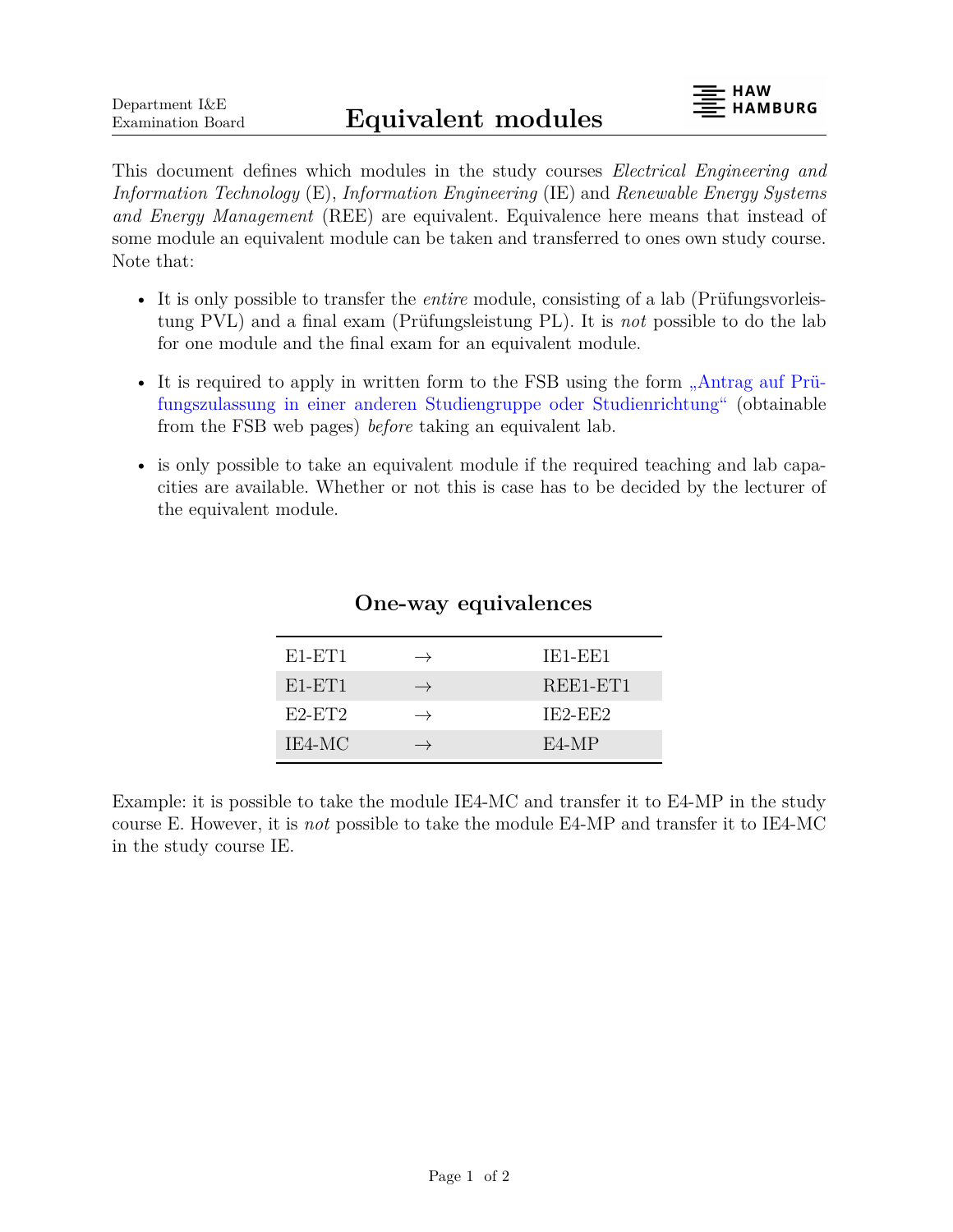Department I&E
Examination Board

# Equivalent modules

This document defines which modules in the study courses *Electrical Engineering and Information Technology* (E), *Information Engineering* (IE) and *Renewable Energy Systems and Energy Management* (REE) are equivalent. Equivalence here means that instead of some module an equivalent module can be taken and transferred to ones own study course. Note that:

- It is only possible to transfer the *entire* module, consisting of a lab (Prüfungsvorleistung PVL) and a final exam (Prüfungsleistung PL). It is *not* possible to do the lab for one module and the final exam for an equivalent module.
- It is required to apply in written form to the FSB using the form „Antrag auf Prüfungszulassung in einer anderen Studiengruppe oder Studienrichtung" (obtainable from the FSB web pages) *before* taking an equivalent lab.
- is only possible to take an equivalent module if the required teaching and lab capacities are available. Whether or not this is case has to be decided by the lecturer of the equivalent module.

## One-way equivalences

| | | |
|---|---|---|
| E1-ET1 | → | IE1-EE1 |
| E1-ET1 | → | REE1-ET1 |
| E2-ET2 | → | IE2-EE2 |
| IE4-MC | → | E4-MP |

Example: it is possible to take the module IE4-MC and transfer it to E4-MP in the study course E. However, it is *not* possible to take the module E4-MP and transfer it to IE4-MC in the study course IE.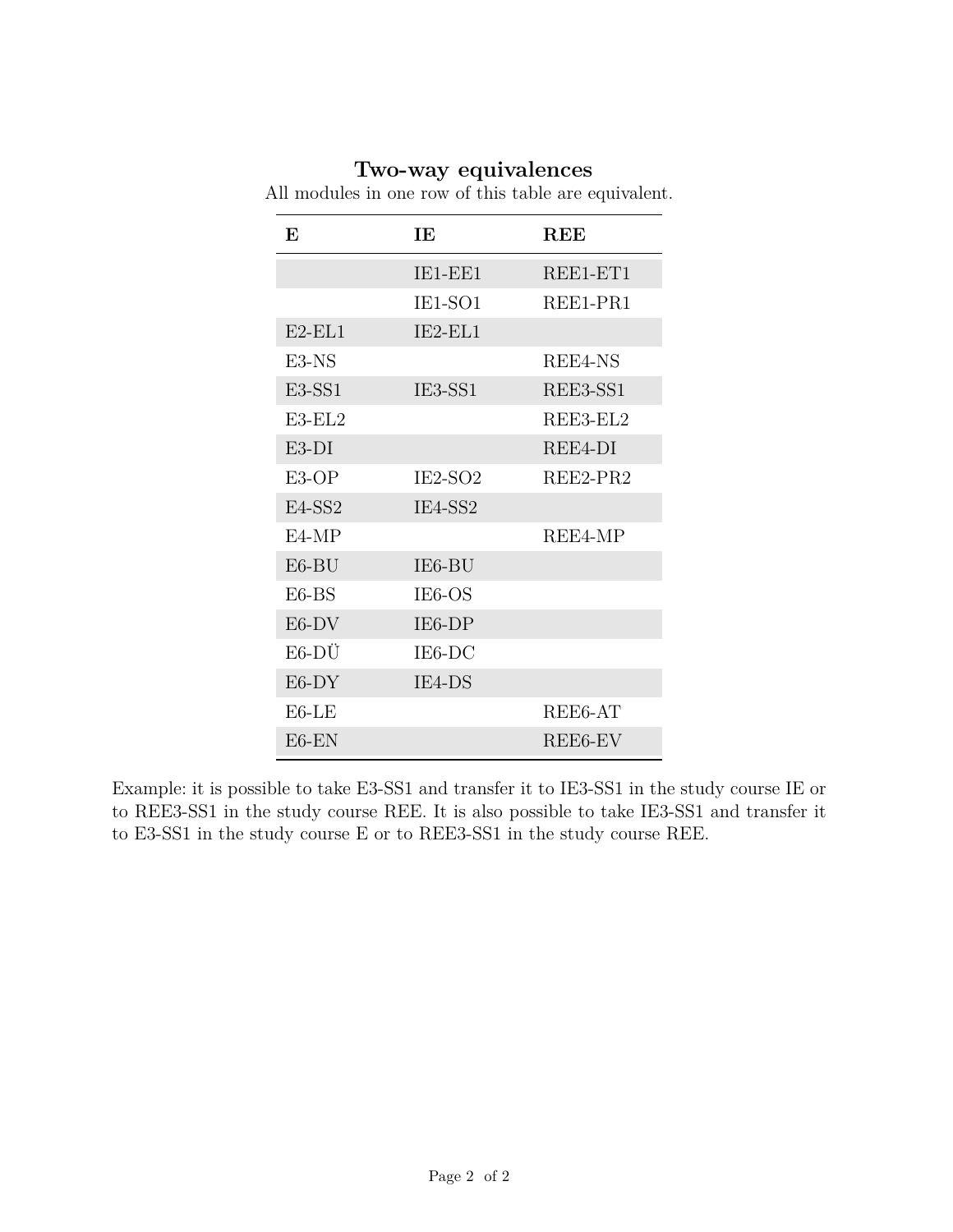## Two-way equivalences

All modules in one row of this table are equivalent.

| E | IE | REE |
|---|---|---|
| | IE1-EE1 | REE1-ET1 |
| | IE1-SO1 | REE1-PR1 |
| E2-EL1 | IE2-EL1 | |
| E3-NS | | REE4-NS |
| E3-SS1 | IE3-SS1 | REE3-SS1 |
| E3-EL2 | | REE3-EL2 |
| E3-DI | | REE4-DI |
| E3-OP | IE2-SO2 | REE2-PR2 |
| E4-SS2 | IE4-SS2 | |
| E4-MP | | REE4-MP |
| E6-BU | IE6-BU | |
| E6-BS | IE6-OS | |
| E6-DV | IE6-DP | |
| E6-DÜ | IE6-DC | |
| E6-DY | IE4-DS | |
| E6-LE | | REE6-AT |
| E6-EN | | REE6-EV |

Example: it is possible to take E3-SS1 and transfer it to IE3-SS1 in the study course IE or to REE3-SS1 in the study course REE. It is also possible to take IE3-SS1 and transfer it to E3-SS1 in the study course E or to REE3-SS1 in the study course REE.